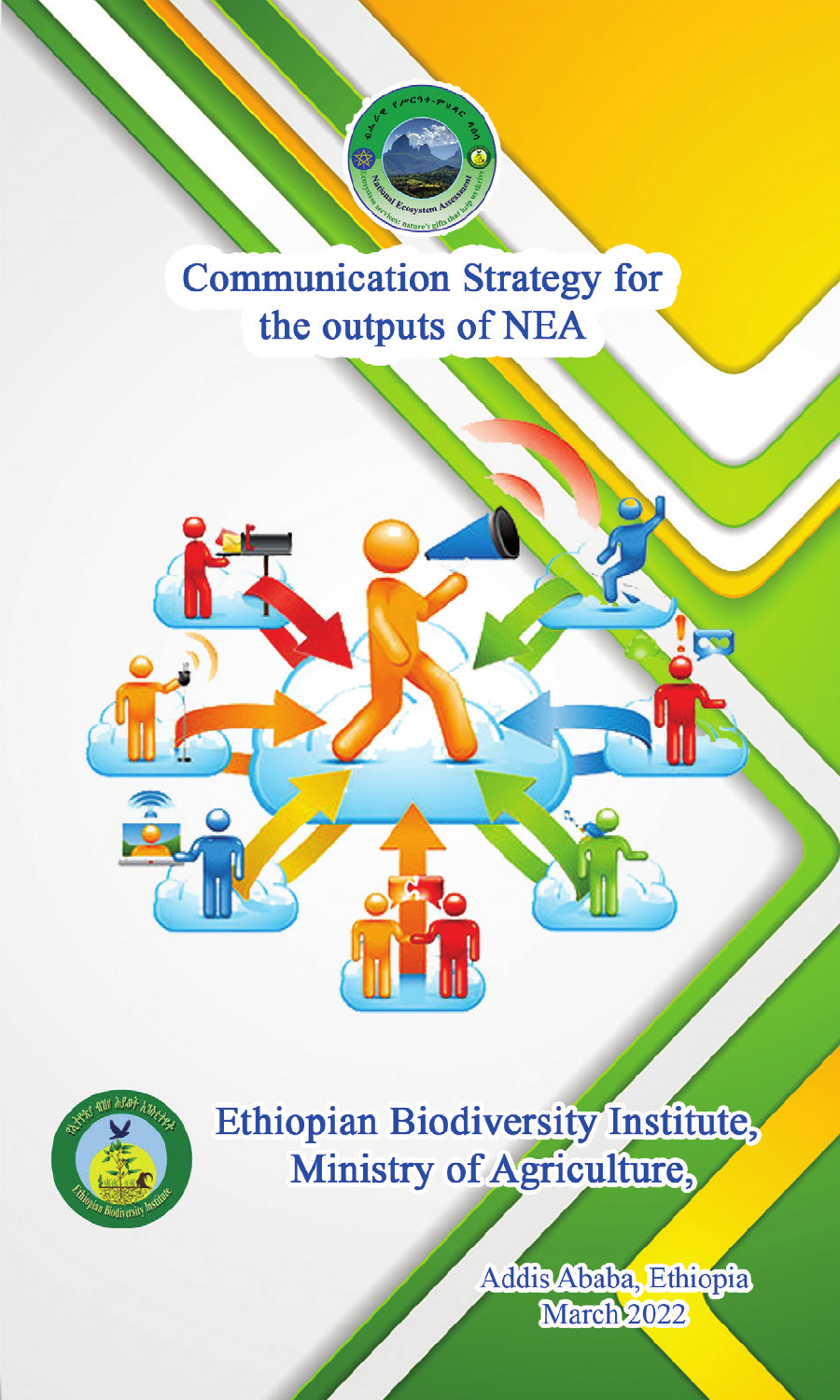# Communication Strategy for the outputs of NEA

## Ethiopian Biodiversity Institute, Ministry of Agriculture,

Addis Ababa, Ethiopia
March 2022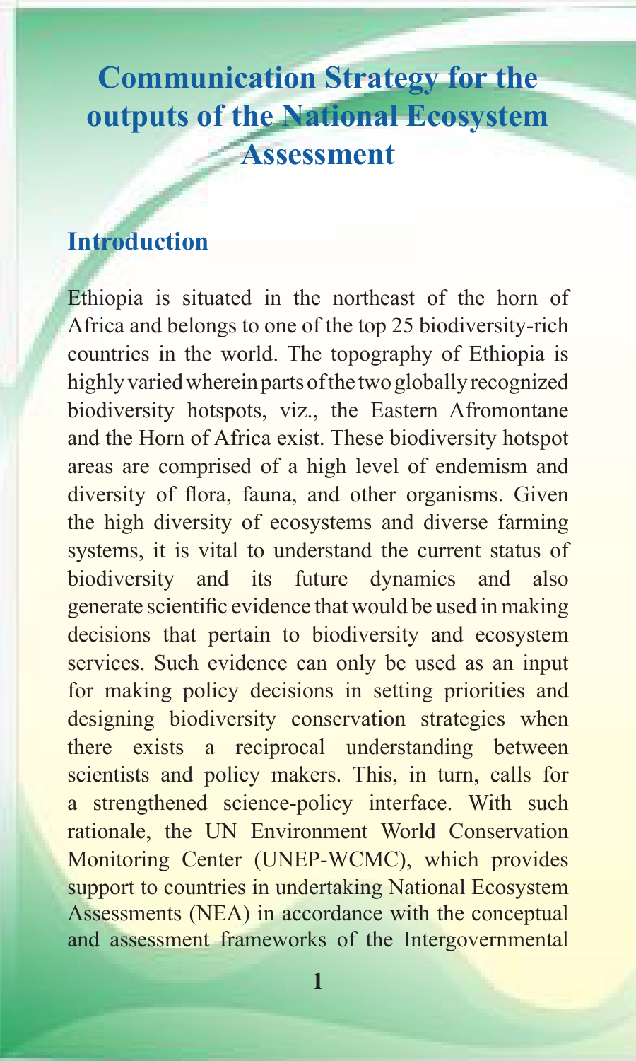# Communication Strategy for the outputs of the National Ecosystem Assessment

## Introduction

Ethiopia is situated in the northeast of the horn of Africa and belongs to one of the top 25 biodiversity-rich countries in the world. The topography of Ethiopia is highly varied wherein parts of the two globally recognized biodiversity hotspots, viz., the Eastern Afromontane and the Horn of Africa exist. These biodiversity hotspot areas are comprised of a high level of endemism and diversity of flora, fauna, and other organisms. Given the high diversity of ecosystems and diverse farming systems, it is vital to understand the current status of biodiversity and its future dynamics and also generate scientific evidence that would be used in making decisions that pertain to biodiversity and ecosystem services. Such evidence can only be used as an input for making policy decisions in setting priorities and designing biodiversity conservation strategies when there exists a reciprocal understanding between scientists and policy makers. This, in turn, calls for a strengthened science-policy interface. With such rationale, the UN Environment World Conservation Monitoring Center (UNEP-WCMC), which provides support to countries in undertaking National Ecosystem Assessments (NEA) in accordance with the conceptual and assessment frameworks of the Intergovernmental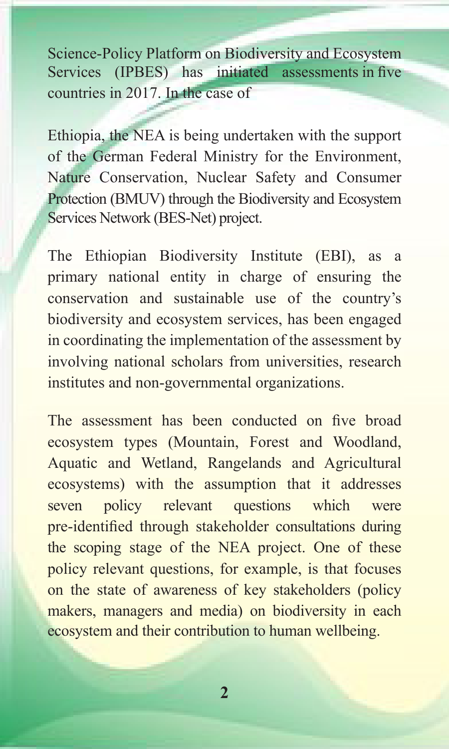Science-Policy Platform on Biodiversity and Ecosystem Services (IPBES) has initiated assessments in five countries in 2017. In the case of

Ethiopia, the NEA is being undertaken with the support of the German Federal Ministry for the Environment, Nature Conservation, Nuclear Safety and Consumer Protection (BMUV) through the Biodiversity and Ecosystem Services Network (BES-Net) project.

The Ethiopian Biodiversity Institute (EBI), as a primary national entity in charge of ensuring the conservation and sustainable use of the country's biodiversity and ecosystem services, has been engaged in coordinating the implementation of the assessment by involving national scholars from universities, research institutes and non-governmental organizations.

The assessment has been conducted on five broad ecosystem types (Mountain, Forest and Woodland, Aquatic and Wetland, Rangelands and Agricultural ecosystems) with the assumption that it addresses seven policy relevant questions which were pre-identified through stakeholder consultations during the scoping stage of the NEA project. One of these policy relevant questions, for example, is that focuses on the state of awareness of key stakeholders (policy makers, managers and media) on biodiversity in each ecosystem and their contribution to human wellbeing.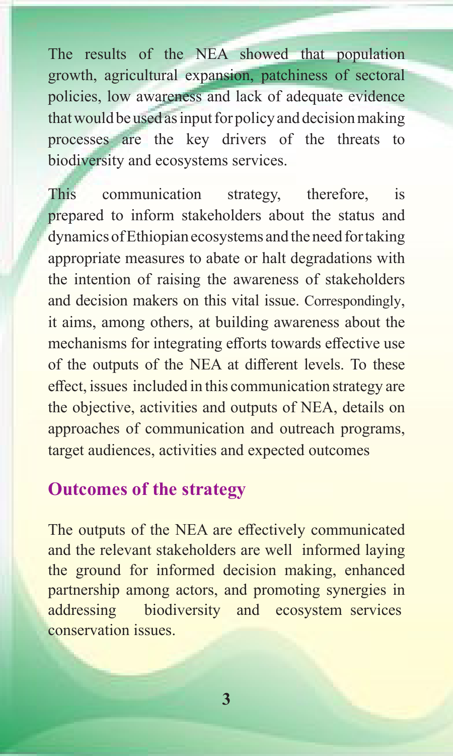The results of the NEA showed that population growth, agricultural expansion, patchiness of sectoral policies, low awareness and lack of adequate evidence that would be used as input for policy and decision making processes are the key drivers of the threats to biodiversity and ecosystems services.

This communication strategy, therefore, is prepared to inform stakeholders about the status and dynamics of Ethiopian ecosystems and the need for taking appropriate measures to abate or halt degradations with the intention of raising the awareness of stakeholders and decision makers on this vital issue. Correspondingly, it aims, among others, at building awareness about the mechanisms for integrating efforts towards effective use of the outputs of the NEA at different levels. To these effect, issues included in this communication strategy are the objective, activities and outputs of NEA, details on approaches of communication and outreach programs, target audiences, activities and expected outcomes

## Outcomes of the strategy

The outputs of the NEA are effectively communicated and the relevant stakeholders are well informed laying the ground for informed decision making, enhanced partnership among actors, and promoting synergies in addressing biodiversity and ecosystem services conservation issues.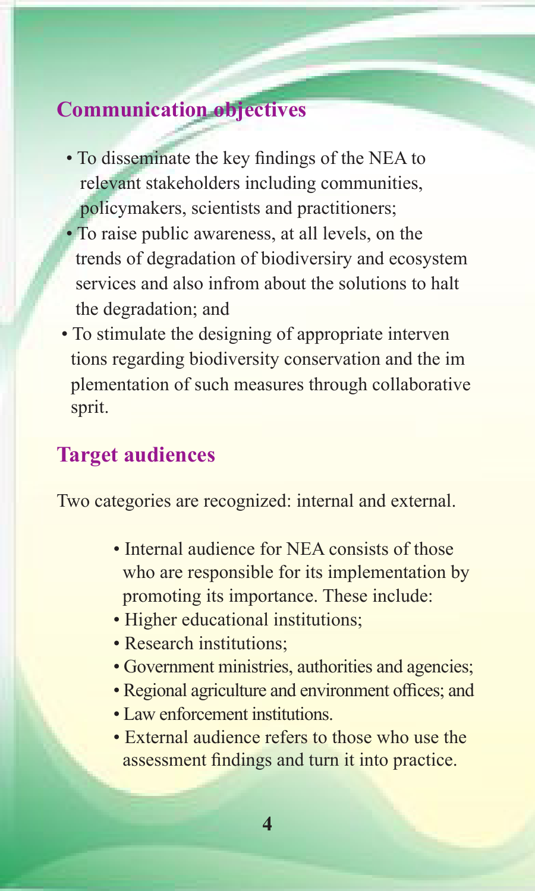## Communication objectives

- To disseminate the key findings of the NEA to relevant stakeholders including communities, policymakers, scientists and practitioners;
- To raise public awareness, at all levels, on the trends of degradation of biodiversiry and ecosystem services and also infrom about the solutions to halt the degradation; and
- To stimulate the designing of appropriate interven tions regarding biodiversity conservation and the im plementation of such measures through collaborative sprit.

## Target audiences

Two categories are recognized: internal and external.

- Internal audience for NEA consists of those who are responsible for its implementation by promoting its importance. These include:
- Higher educational institutions;
- Research institutions;
- Government ministries, authorities and agencies;
- Regional agriculture and environment offices; and
- Law enforcement institutions.
- External audience refers to those who use the assessment findings and turn it into practice.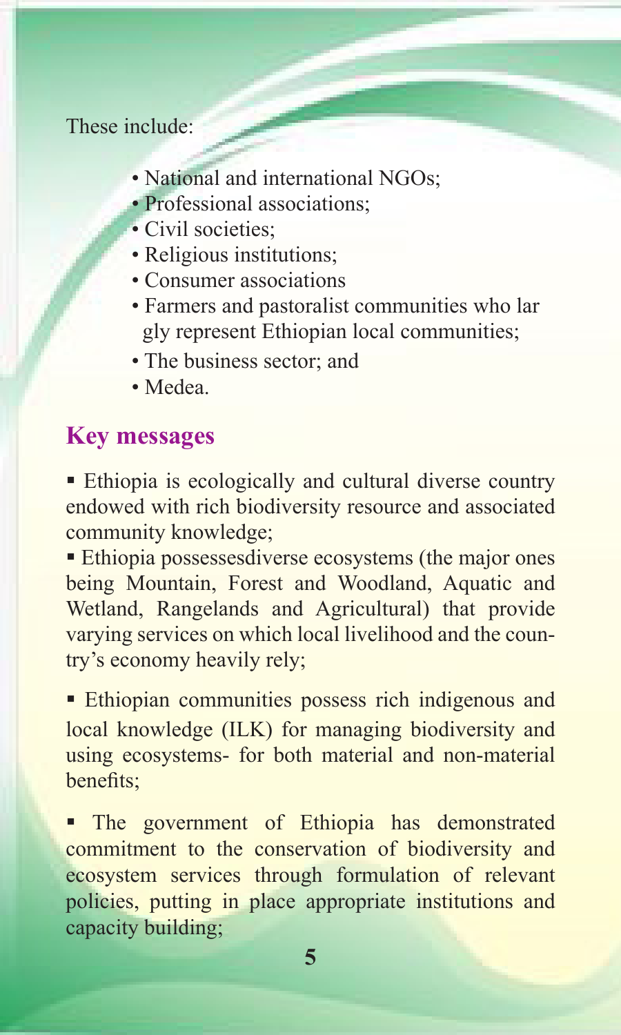These include:

- National and international NGOs;
- Professional associations;
- Civil societies;
- Religious institutions;
- Consumer associations
- Farmers and pastoralist communities who lar gly represent Ethiopian local communities;
- The business sector; and
- Medea.

## Key messages

- Ethiopia is ecologically and cultural diverse country endowed with rich biodiversity resource and associated community knowledge;
- Ethiopia possessesdiverse ecosystems (the major ones being Mountain, Forest and Woodland, Aquatic and Wetland, Rangelands and Agricultural) that provide varying services on which local livelihood and the country's economy heavily rely;
- Ethiopian communities possess rich indigenous and local knowledge (ILK) for managing biodiversity and using ecosystems- for both material and non-material benefits;
- The government of Ethiopia has demonstrated commitment to the conservation of biodiversity and ecosystem services through formulation of relevant policies, putting in place appropriate institutions and capacity building;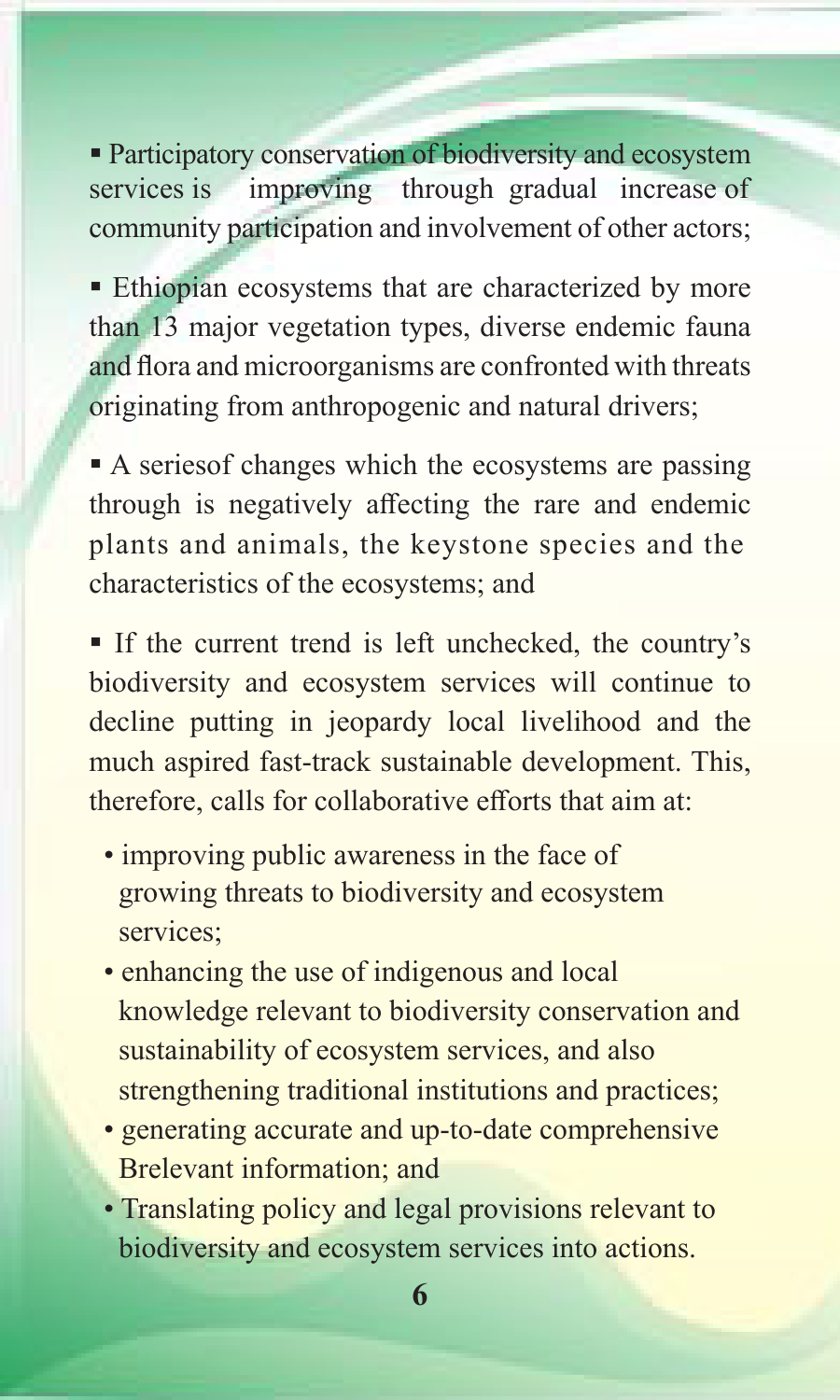- Participatory conservation of biodiversity and ecosystem services is improving through gradual increase of community participation and involvement of other actors;

- Ethiopian ecosystems that are characterized by more than 13 major vegetation types, diverse endemic fauna and flora and microorganisms are confronted with threats originating from anthropogenic and natural drivers;

- A seriesof changes which the ecosystems are passing through is negatively affecting the rare and endemic plants and animals, the keystone species and the characteristics of the ecosystems; and

- If the current trend is left unchecked, the country's biodiversity and ecosystem services will continue to decline putting in jeopardy local livelihood and the much aspired fast-track sustainable development. This, therefore, calls for collaborative efforts that aim at:

    - improving public awareness in the face of growing threats to biodiversity and ecosystem services;
    - enhancing the use of indigenous and local knowledge relevant to biodiversity conservation and sustainability of ecosystem services, and also strengthening traditional institutions and practices;
    - generating accurate and up-to-date comprehensive Brelevant information; and
    - Translating policy and legal provisions relevant to biodiversity and ecosystem services into actions.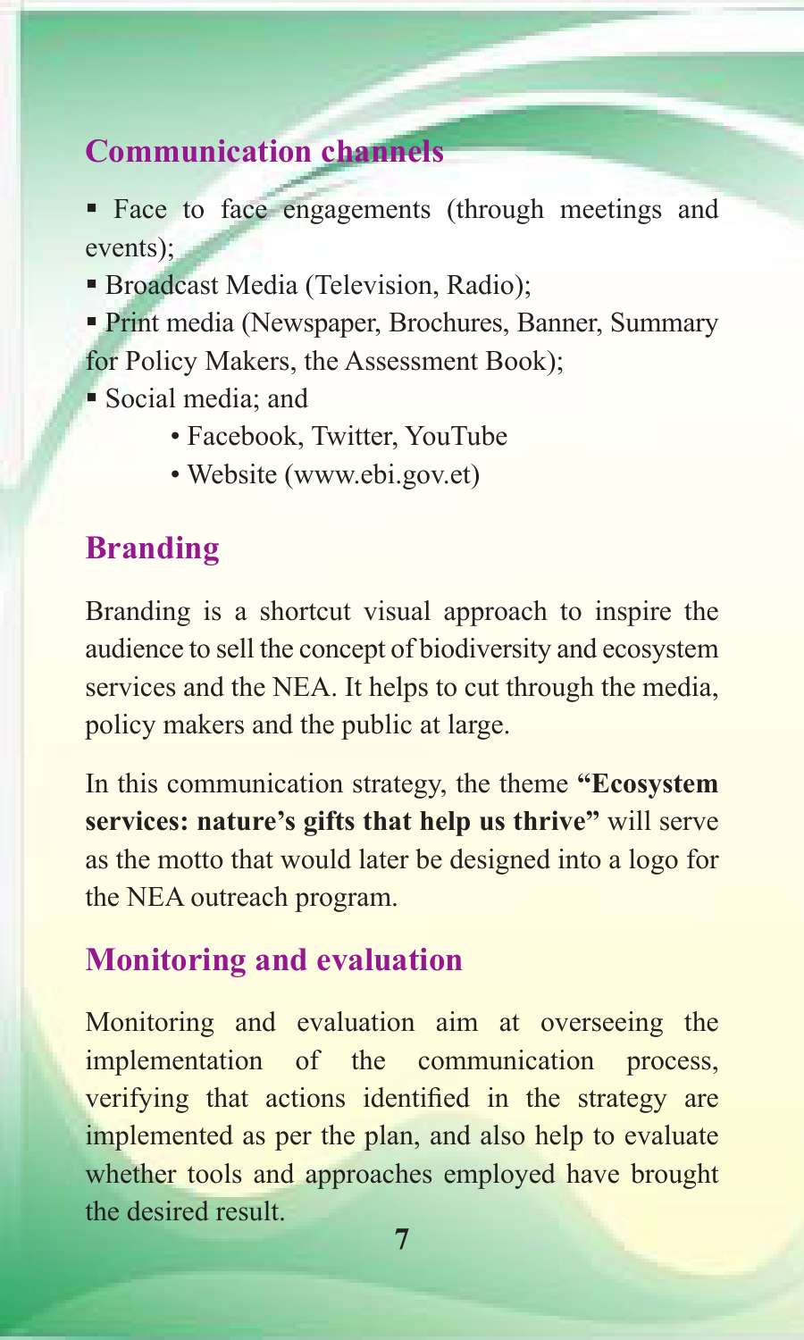## Communication channels

- Face to face engagements (through meetings and events);
- Broadcast Media (Television, Radio);
- Print media (Newspaper, Brochures, Banner, Summary for Policy Makers, the Assessment Book);
- Social media; and
  - Facebook, Twitter, YouTube
  - Website (www.ebi.gov.et)

## Branding

Branding is a shortcut visual approach to inspire the audience to sell the concept of biodiversity and ecosystem services and the NEA. It helps to cut through the media, policy makers and the public at large.

In this communication strategy, the theme **"Ecosystem services: nature's gifts that help us thrive"** will serve as the motto that would later be designed into a logo for the NEA outreach program.

## Monitoring and evaluation

Monitoring and evaluation aim at overseeing the implementation of the communication process, verifying that actions identified in the strategy are implemented as per the plan, and also help to evaluate whether tools and approaches employed have brought the desired result.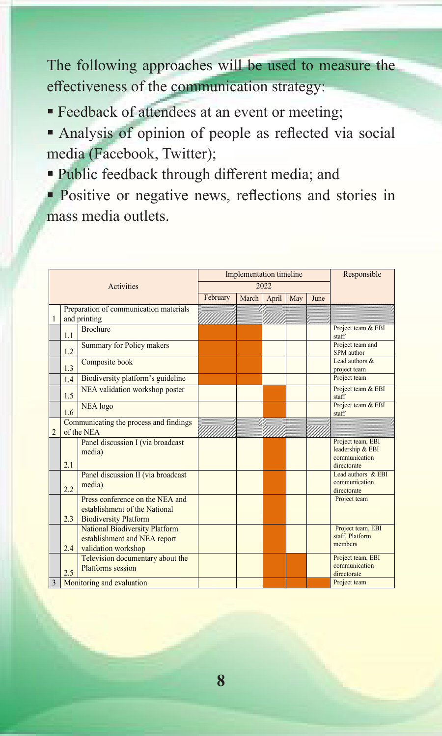The following approaches will be used to measure the effectiveness of the communication strategy:

- Feedback of attendees at an event or meeting;
- Analysis of opinion of people as reflected via social media (Facebook, Twitter);
- Public feedback through different media; and
- Positive or negative news, reflections and stories in mass media outlets.

| Activities | | | Implementation timeline | | | | | Responsible |
|---|---|---|---|---|---|---|---|---|
| | | | 2022 | | | | | |
| | | | February | March | April | May | June | |
| 1 | Preparation of communication materials and printing | | | | | | | |
| | 1.1 | Brochure | ■ | ■ | | | | Project team & EBI staff |
| | 1.2 | Summary for Policy makers | ■ | ■ | | | | Project team and SPM author |
| | 1.3 | Composite book | ■ | ■ | | | | Lead authors & project team |
| | 1.4 | Biodiversity platform's guideline | ■ | ■ | | | | Project team |
| | 1.5 | NEA validation workshop poster | | | ■ | | | Project team & EBI staff |
| | 1.6 | NEA logo | | | ■ | | | Project team & EBI staff |
| 2 | Communicating the process and findings of the NEA | | | | | | | |
| | 2.1 | Panel discussion I (via broadcast media) | | | ■ | | | Project team, EBI leadership & EBI communication directorate |
| | 2.2 | Panel discussion II (via broadcast media) | | | ■ | | | Lead authors & EBI communication directorate |
| | 2.3 | Press conference on the NEA and establishment of the National Biodiversity Platform | | | ■ | | | Project team |
| | 2.4 | National Biodiversity Platform establishment and NEA report validation workshop | | | ■ | | | Project team, EBI staff, Platform members |
| | 2.5 | Television documentary about the Platforms session | | | ■ | ■ | | Project team, EBI communication directorate |
| 3 | Monitoring and evaluation | | | | ■ | ■ | ■ | Project team |